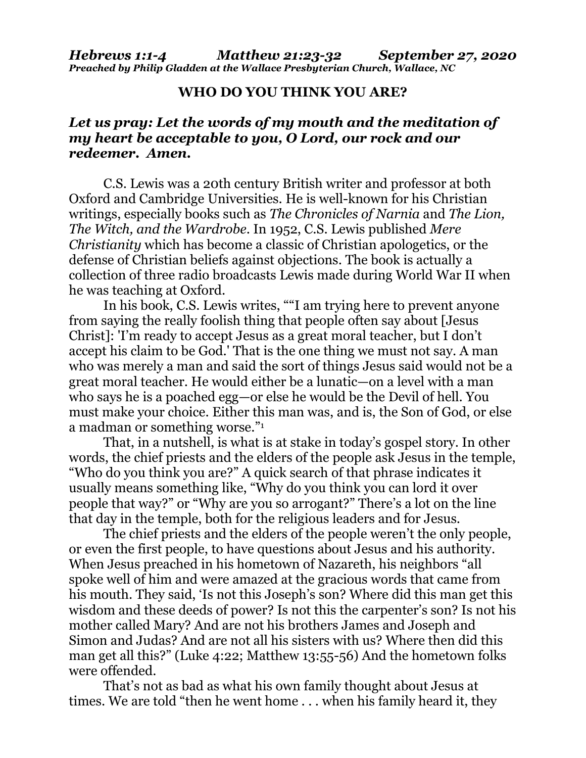***Hebrews 1:1-4            Matthew 21:23-32          September 27, 2020***
***Preached by Philip Gladden at the Wallace Presbyterian Church, Wallace, NC***

## WHO DO YOU THINK YOU ARE?

***Let us pray: Let the words of my mouth and the meditation of my heart be acceptable to you, O Lord, our rock and our redeemer. Amen.***

C.S. Lewis was a 20th century British writer and professor at both Oxford and Cambridge Universities. He is well-known for his Christian writings, especially books such as *The Chronicles of Narnia* and *The Lion, The Witch, and the Wardrobe*. In 1952, C.S. Lewis published *Mere Christianity* which has become a classic of Christian apologetics, or the defense of Christian beliefs against objections. The book is actually a collection of three radio broadcasts Lewis made during World War II when he was teaching at Oxford.

In his book, C.S. Lewis writes, ""I am trying here to prevent anyone from saying the really foolish thing that people often say about [Jesus Christ]: 'I'm ready to accept Jesus as a great moral teacher, but I don't accept his claim to be God.' That is the one thing we must not say. A man who was merely a man and said the sort of things Jesus said would not be a great moral teacher. He would either be a lunatic—on a level with a man who says he is a poached egg—or else he would be the Devil of hell. You must make your choice. Either this man was, and is, the Son of God, or else a madman or something worse."[1]

That, in a nutshell, is what is at stake in today's gospel story. In other words, the chief priests and the elders of the people ask Jesus in the temple, "Who do you think you are?" A quick search of that phrase indicates it usually means something like, "Why do you think you can lord it over people that way?" or "Why are you so arrogant?" There's a lot on the line that day in the temple, both for the religious leaders and for Jesus.

The chief priests and the elders of the people weren't the only people, or even the first people, to have questions about Jesus and his authority. When Jesus preached in his hometown of Nazareth, his neighbors "all spoke well of him and were amazed at the gracious words that came from his mouth. They said, 'Is not this Joseph's son? Where did this man get this wisdom and these deeds of power? Is not this the carpenter's son? Is not his mother called Mary? And are not his brothers James and Joseph and Simon and Judas? And are not all his sisters with us? Where then did this man get all this?" (Luke 4:22; Matthew 13:55-56) And the hometown folks were offended.

That's not as bad as what his own family thought about Jesus at times. We are told "then he went home . . . when his family heard it, they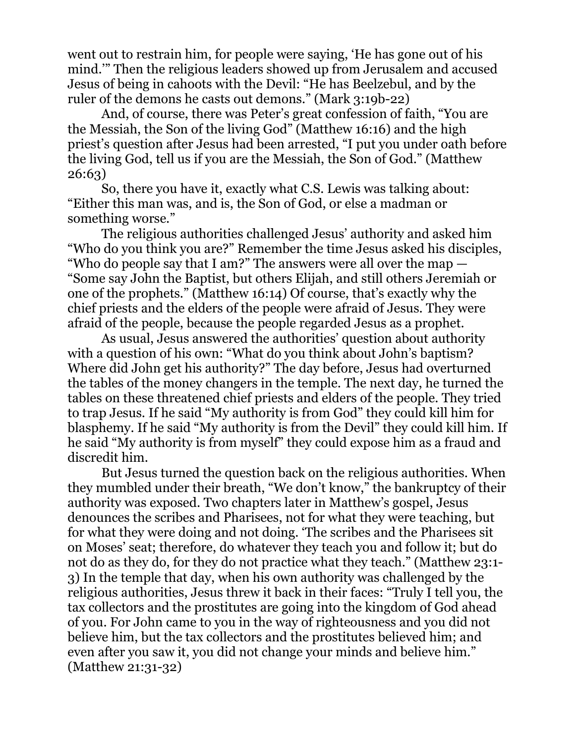went out to restrain him, for people were saying, 'He has gone out of his mind.'" Then the religious leaders showed up from Jerusalem and accused Jesus of being in cahoots with the Devil: "He has Beelzebul, and by the ruler of the demons he casts out demons." (Mark 3:19b-22)

And, of course, there was Peter's great confession of faith, "You are the Messiah, the Son of the living God" (Matthew 16:16) and the high priest's question after Jesus had been arrested, "I put you under oath before the living God, tell us if you are the Messiah, the Son of God." (Matthew 26:63)

So, there you have it, exactly what C.S. Lewis was talking about: "Either this man was, and is, the Son of God, or else a madman or something worse."

The religious authorities challenged Jesus' authority and asked him "Who do you think you are?" Remember the time Jesus asked his disciples, "Who do people say that I am?" The answers were all over the map — "Some say John the Baptist, but others Elijah, and still others Jeremiah or one of the prophets." (Matthew 16:14) Of course, that's exactly why the chief priests and the elders of the people were afraid of Jesus. They were afraid of the people, because the people regarded Jesus as a prophet.

As usual, Jesus answered the authorities' question about authority with a question of his own: "What do you think about John's baptism? Where did John get his authority?" The day before, Jesus had overturned the tables of the money changers in the temple. The next day, he turned the tables on these threatened chief priests and elders of the people. They tried to trap Jesus. If he said "My authority is from God" they could kill him for blasphemy. If he said "My authority is from the Devil" they could kill him. If he said "My authority is from myself" they could expose him as a fraud and discredit him.

But Jesus turned the question back on the religious authorities. When they mumbled under their breath, "We don't know," the bankruptcy of their authority was exposed. Two chapters later in Matthew's gospel, Jesus denounces the scribes and Pharisees, not for what they were teaching, but for what they were doing and not doing. 'The scribes and the Pharisees sit on Moses' seat; therefore, do whatever they teach you and follow it; but do not do as they do, for they do not practice what they teach." (Matthew 23:1-3) In the temple that day, when his own authority was challenged by the religious authorities, Jesus threw it back in their faces: "Truly I tell you, the tax collectors and the prostitutes are going into the kingdom of God ahead of you. For John came to you in the way of righteousness and you did not believe him, but the tax collectors and the prostitutes believed him; and even after you saw it, you did not change your minds and believe him." (Matthew 21:31-32)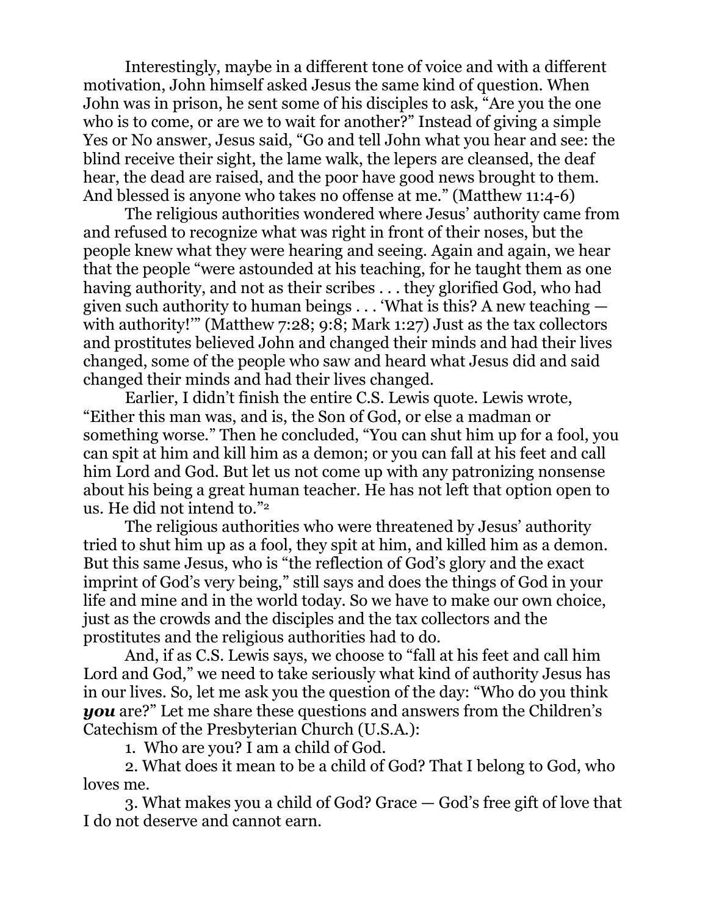Interestingly, maybe in a different tone of voice and with a different motivation, John himself asked Jesus the same kind of question. When John was in prison, he sent some of his disciples to ask, "Are you the one who is to come, or are we to wait for another?" Instead of giving a simple Yes or No answer, Jesus said, "Go and tell John what you hear and see: the blind receive their sight, the lame walk, the lepers are cleansed, the deaf hear, the dead are raised, and the poor have good news brought to them. And blessed is anyone who takes no offense at me." (Matthew 11:4-6)

The religious authorities wondered where Jesus' authority came from and refused to recognize what was right in front of their noses, but the people knew what they were hearing and seeing. Again and again, we hear that the people "were astounded at his teaching, for he taught them as one having authority, and not as their scribes . . . they glorified God, who had given such authority to human beings . . . 'What is this? A new teaching — with authority!'" (Matthew 7:28; 9:8; Mark 1:27) Just as the tax collectors and prostitutes believed John and changed their minds and had their lives changed, some of the people who saw and heard what Jesus did and said changed their minds and had their lives changed.

Earlier, I didn't finish the entire C.S. Lewis quote. Lewis wrote, "Either this man was, and is, the Son of God, or else a madman or something worse." Then he concluded, "You can shut him up for a fool, you can spit at him and kill him as a demon; or you can fall at his feet and call him Lord and God. But let us not come up with any patronizing nonsense about his being a great human teacher. He has not left that option open to us. He did not intend to."[2]

The religious authorities who were threatened by Jesus' authority tried to shut him up as a fool, they spit at him, and killed him as a demon. But this same Jesus, who is "the reflection of God's glory and the exact imprint of God's very being," still says and does the things of God in your life and mine and in the world today. So we have to make our own choice, just as the crowds and the disciples and the tax collectors and the prostitutes and the religious authorities had to do.

And, if as C.S. Lewis says, we choose to "fall at his feet and call him Lord and God," we need to take seriously what kind of authority Jesus has in our lives. So, let me ask you the question of the day: "Who do you think ***you*** are?" Let me share these questions and answers from the Children's Catechism of the Presbyterian Church (U.S.A.):

1. Who are you? I am a child of God.

2. What does it mean to be a child of God? That I belong to God, who loves me.

3. What makes you a child of God? Grace — God's free gift of love that I do not deserve and cannot earn.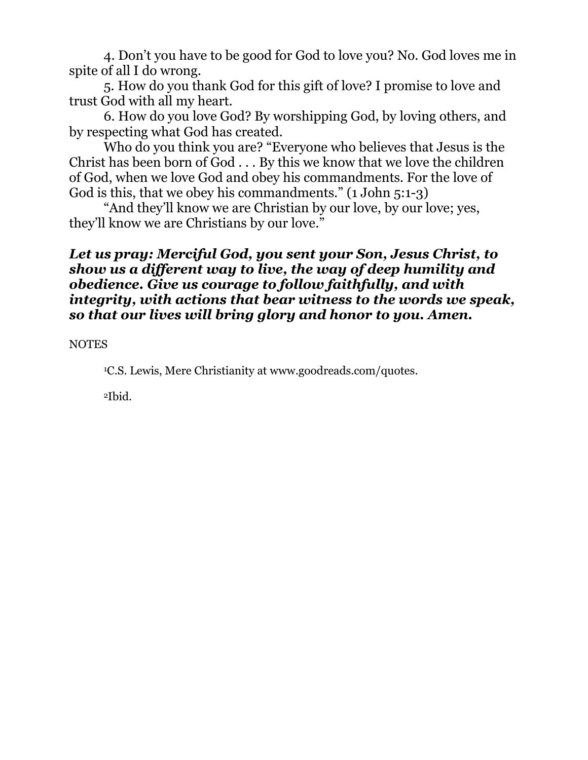4. Don't you have to be good for God to love you? No. God loves me in spite of all I do wrong.

5. How do you thank God for this gift of love? I promise to love and trust God with all my heart.

6. How do you love God? By worshipping God, by loving others, and by respecting what God has created.

Who do you think you are? "Everyone who believes that Jesus is the Christ has been born of God . . . By this we know that we love the children of God, when we love God and obey his commandments. For the love of God is this, that we obey his commandments." (1 John 5:1-3)

"And they'll know we are Christian by our love, by our love; yes, they'll know we are Christians by our love."

***Let us pray: Merciful God, you sent your Son, Jesus Christ, to show us a different way to live, the way of deep humility and obedience. Give us courage to follow faithfully, and with integrity, with actions that bear witness to the words we speak, so that our lives will bring glory and honor to you. Amen.***

NOTES

[1]C.S. Lewis, Mere Christianity at www.goodreads.com/quotes.

[2]Ibid.